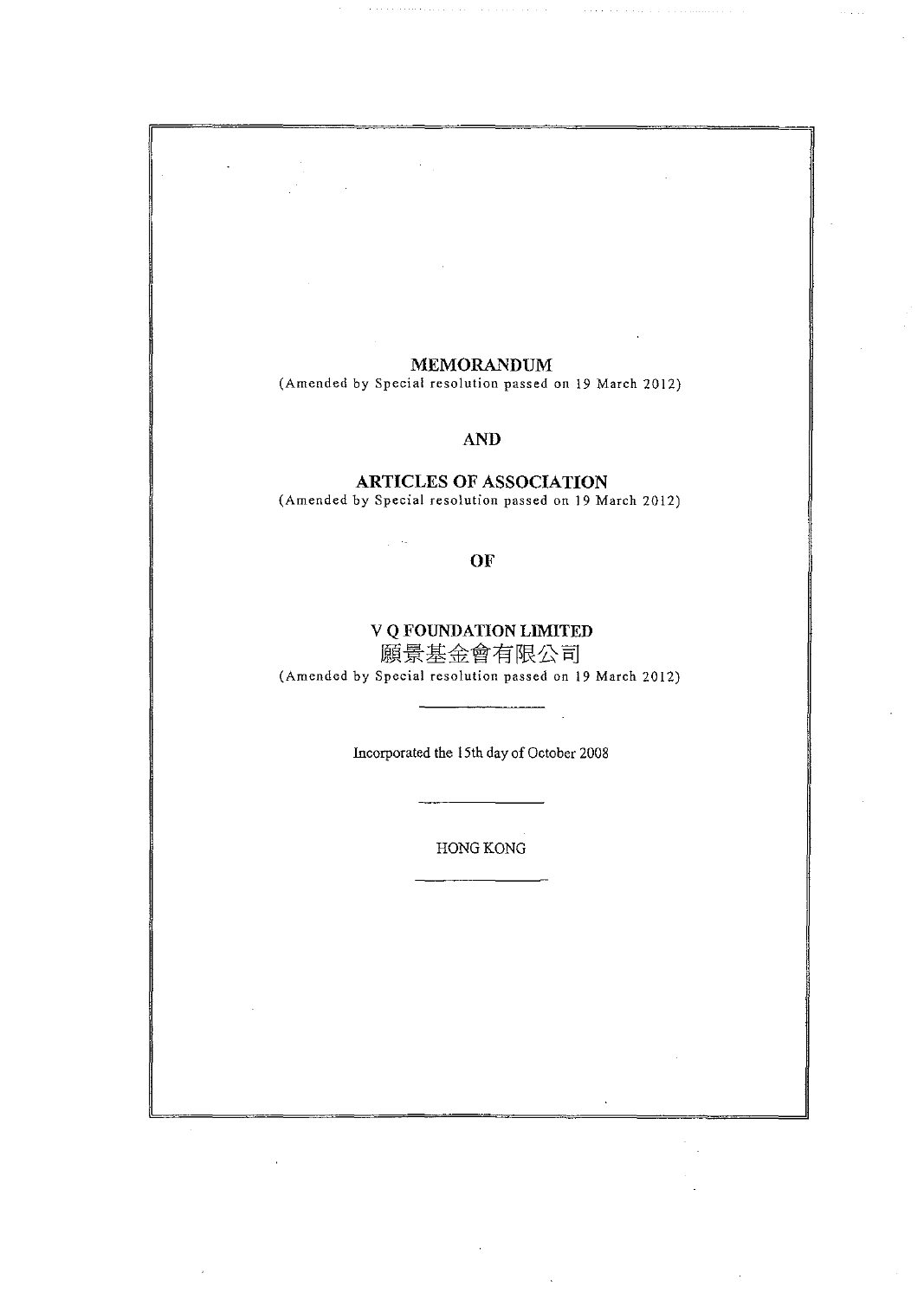# MEMORANDUM

(Amended by Special resolution passed on 19 March 2012)

**AND**

# ARTICLES OF ASSOCIATION

(Amended by Special resolution passed on 19 March 2012)

**OF**

# V Q FOUNDATION LIMITED

# 願景基金會有限公司

(Amended by Special resolution passed on 19 March 2012)

---

Incorporated the 15th day of October 2008

---

HONG KONG

---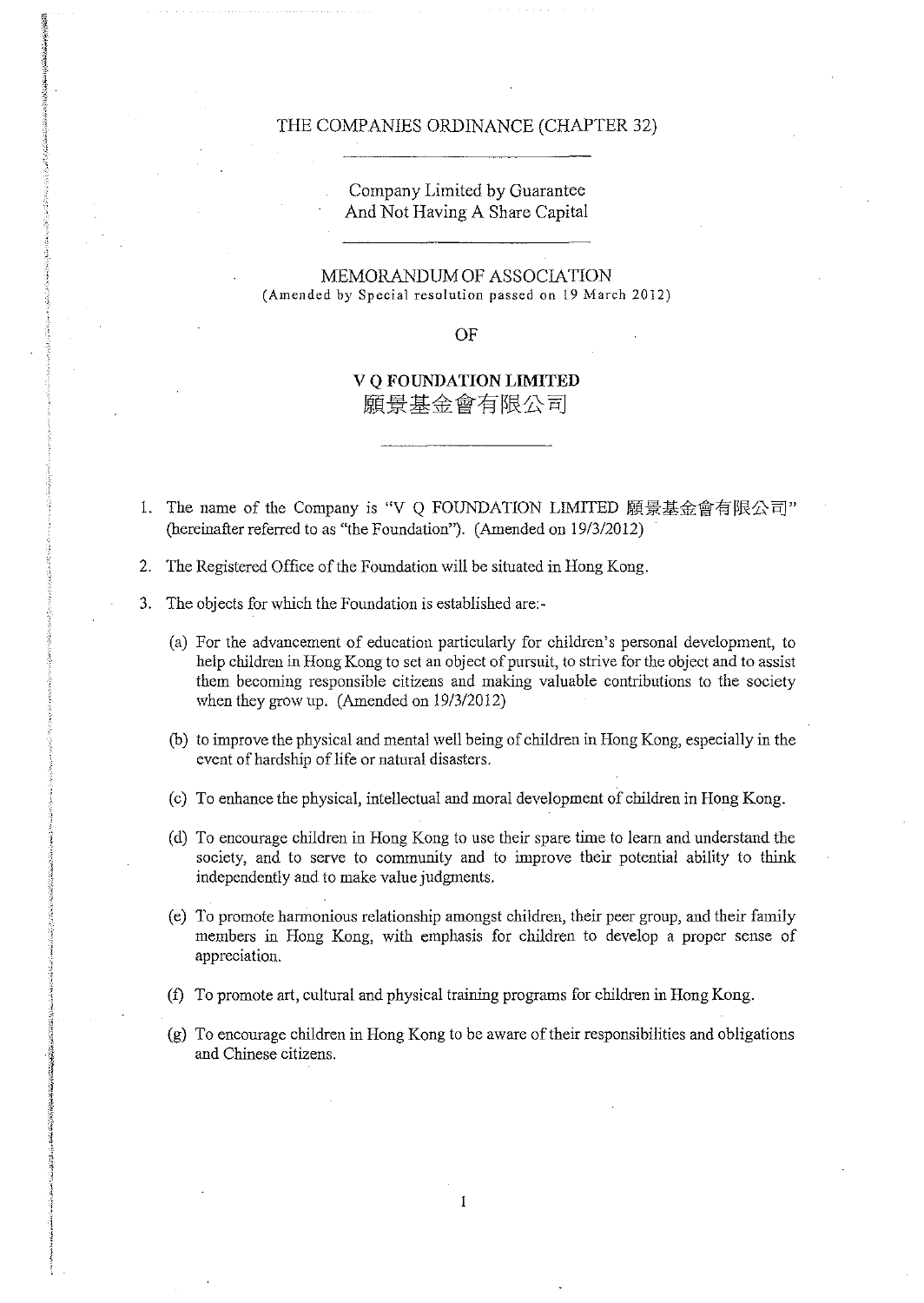THE COMPANIES ORDINANCE (CHAPTER 32)

Company Limited by Guarantee
And Not Having A Share Capital

MEMORANDUM OF ASSOCIATION
(Amended by Special resolution passed on 19 March 2012)

OF

**V Q FOUNDATION LIMITED**
**願景基金會有限公司**

1. The name of the Company is "V Q FOUNDATION LIMITED 願景基金會有限公司" (hereinafter referred to as "the Foundation"). (Amended on 19/3/2012)

2. The Registered Office of the Foundation will be situated in Hong Kong.

3. The objects for which the Foundation is established are:-

   (a) For the advancement of education particularly for children's personal development, to help children in Hong Kong to set an object of pursuit, to strive for the object and to assist them becoming responsible citizens and making valuable contributions to the society when they grow up. (Amended on 19/3/2012)

   (b) to improve the physical and mental well being of children in Hong Kong, especially in the event of hardship of life or natural disasters.

   (c) To enhance the physical, intellectual and moral development of children in Hong Kong.

   (d) To encourage children in Hong Kong to use their spare time to learn and understand the society, and to serve to community and to improve their potential ability to think independently and to make value judgments.

   (e) To promote harmonious relationship amongst children, their peer group, and their family members in Hong Kong, with emphasis for children to develop a proper sense of appreciation.

   (f) To promote art, cultural and physical training programs for children in Hong Kong.

   (g) To encourage children in Hong Kong to be aware of their responsibilities and obligations and Chinese citizens.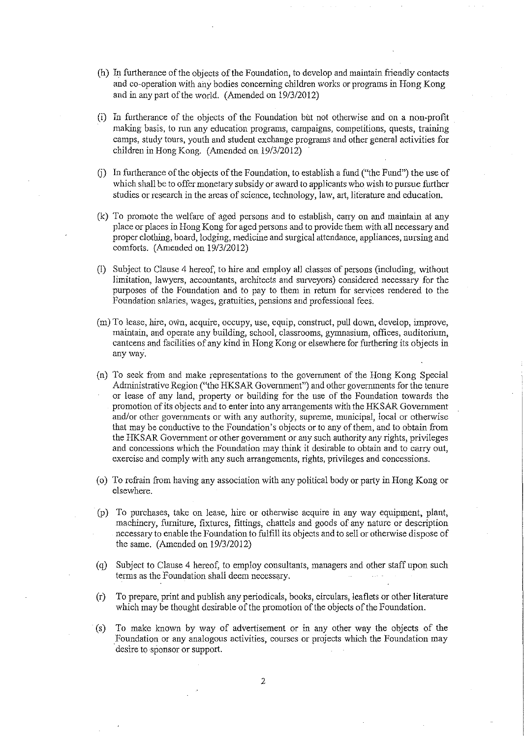(h) In furtherance of the objects of the Foundation, to develop and maintain friendly contacts and co-operation with any bodies concerning children works or programs in Hong Kong and in any part of the world. (Amended on 19/3/2012)

(i) In furtherance of the objects of the Foundation but not otherwise and on a non-profit making basis, to run any education programs, campaigns, competitions, quests, training camps, study tours, youth and student exchange programs and other general activities for children in Hong Kong. (Amended on 19/3/2012)

(j) In furtherance of the objects of the Foundation, to establish a fund ("the Fund") the use of which shall be to offer monetary subsidy or award to applicants who wish to pursue further studies or research in the areas of science, technology, law, art, literature and education.

(k) To promote the welfare of aged persons and to establish, carry on and maintain at any place or places in Hong Kong for aged persons and to provide them with all necessary and proper clothing, board, lodging, medicine and surgical attendance, appliances, nursing and comforts. (Amended on 19/3/2012)

(l) Subject to Clause 4 hereof, to hire and employ all classes of persons (including, without limitation, lawyers, accountants, architects and surveyors) considered necessary for the purposes of the Foundation and to pay to them in return for services rendered to the Foundation salaries, wages, gratuities, pensions and professional fees.

(m) To lease, hire, own, acquire, occupy, use, equip, construct, pull down, develop, improve, maintain, and operate any building, school, classrooms, gymnasium, offices, auditorium, canteens and facilities of any kind in Hong Kong or elsewhere for furthering its objects in any way.

(n) To seek from and make representations to the government of the Hong Kong Special Administrative Region ("the HKSAR Government") and other governments for the tenure or lease of any land, property or building for the use of the Foundation towards the promotion of its objects and to enter into any arrangements with the HKSAR Government and/or other governments or with any authority, supreme, municipal, local or otherwise that may be conductive to the Foundation's objects or to any of them, and to obtain from the HKSAR Government or other government or any such authority any rights, privileges and concessions which the Foundation may think it desirable to obtain and to carry out, exercise and comply with any such arrangements, rights, privileges and concessions.

(o) To refrain from having any association with any political body or party in Hong Kong or elsewhere.

(p) To purchases, take on lease, hire or otherwise acquire in any way equipment, plant, machinery, furniture, fixtures, fittings, chattels and goods of any nature or description necessary to enable the Foundation to fulfill its objects and to sell or otherwise dispose of the same. (Amended on 19/3/2012)

(q) Subject to Clause 4 hereof, to employ consultants, managers and other staff upon such terms as the Foundation shall deem necessary.

(r) To prepare, print and publish any periodicals, books, circulars, leaflets or other literature which may be thought desirable of the promotion of the objects of the Foundation.

(s) To make known by way of advertisement or in any other way the objects of the Foundation or any analogous activities, courses or projects which the Foundation may desire to sponsor or support.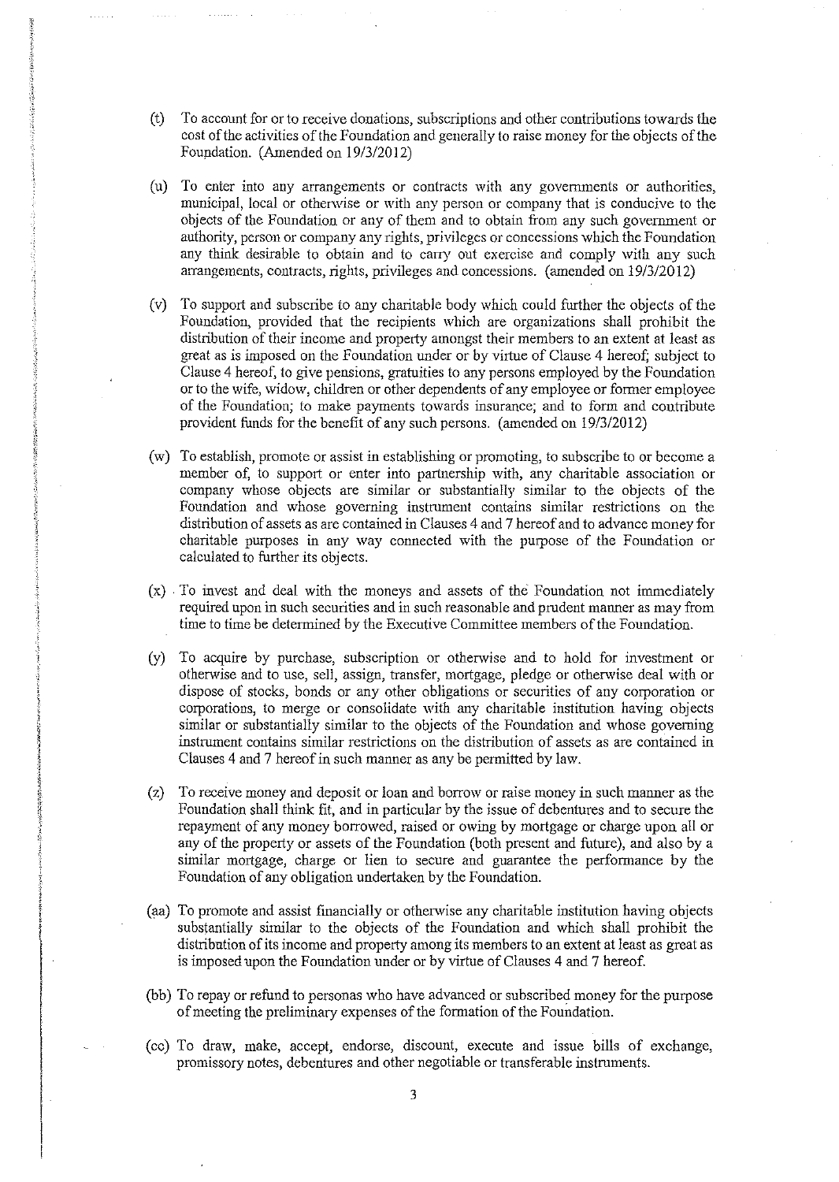(t) To account for or to receive donations, subscriptions and other contributions towards the cost of the activities of the Foundation and generally to raise money for the objects of the Foundation. (Amended on 19/3/2012)

(u) To enter into any arrangements or contracts with any governments or authorities, municipal, local or otherwise or with any person or company that is conducive to the objects of the Foundation or any of them and to obtain from any such government or authority, person or company any rights, privileges or concessions which the Foundation any think desirable to obtain and to carry out exercise and comply with any such arrangements, contracts, rights, privileges and concessions. (amended on 19/3/2012)

(v) To support and subscribe to any charitable body which could further the objects of the Foundation, provided that the recipients which are organizations shall prohibit the distribution of their income and property amongst their members to an extent at least as great as is imposed on the Foundation under or by virtue of Clause 4 hereof; subject to Clause 4 hereof, to give pensions, gratuities to any persons employed by the Foundation or to the wife, widow, children or other dependents of any employee or former employee of the Foundation; to make payments towards insurance; and to form and contribute provident funds for the benefit of any such persons. (amended on 19/3/2012)

(w) To establish, promote or assist in establishing or promoting, to subscribe to or become a member of, to support or enter into partnership with, any charitable association or company whose objects are similar or substantially similar to the objects of the Foundation and whose governing instrument contains similar restrictions on the distribution of assets as are contained in Clauses 4 and 7 hereof and to advance money for charitable purposes in any way connected with the purpose of the Foundation or calculated to further its objects.

(x) To invest and deal with the moneys and assets of the Foundation not immediately required upon in such securities and in such reasonable and prudent manner as may from time to time be determined by the Executive Committee members of the Foundation.

(y) To acquire by purchase, subscription or otherwise and to hold for investment or otherwise and to use, sell, assign, transfer, mortgage, pledge or otherwise deal with or dispose of stocks, bonds or any other obligations or securities of any corporation or corporations, to merge or consolidate with any charitable institution having objects similar or substantially similar to the objects of the Foundation and whose governing instrument contains similar restrictions on the distribution of assets as are contained in Clauses 4 and 7 hereof in such manner as any be permitted by law.

(z) To receive money and deposit or loan and borrow or raise money in such manner as the Foundation shall think fit, and in particular by the issue of debentures and to secure the repayment of any money borrowed, raised or owing by mortgage or charge upon all or any of the property or assets of the Foundation (both present and future), and also by a similar mortgage, charge or lien to secure and guarantee the performance by the Foundation of any obligation undertaken by the Foundation.

(aa) To promote and assist financially or otherwise any charitable institution having objects substantially similar to the objects of the Foundation and which shall prohibit the distribution of its income and property among its members to an extent at least as great as is imposed upon the Foundation under or by virtue of Clauses 4 and 7 hereof.

(bb) To repay or refund to personas who have advanced or subscribed money for the purpose of meeting the preliminary expenses of the formation of the Foundation.

(cc) To draw, make, accept, endorse, discount, execute and issue bills of exchange, promissory notes, debentures and other negotiable or transferable instruments.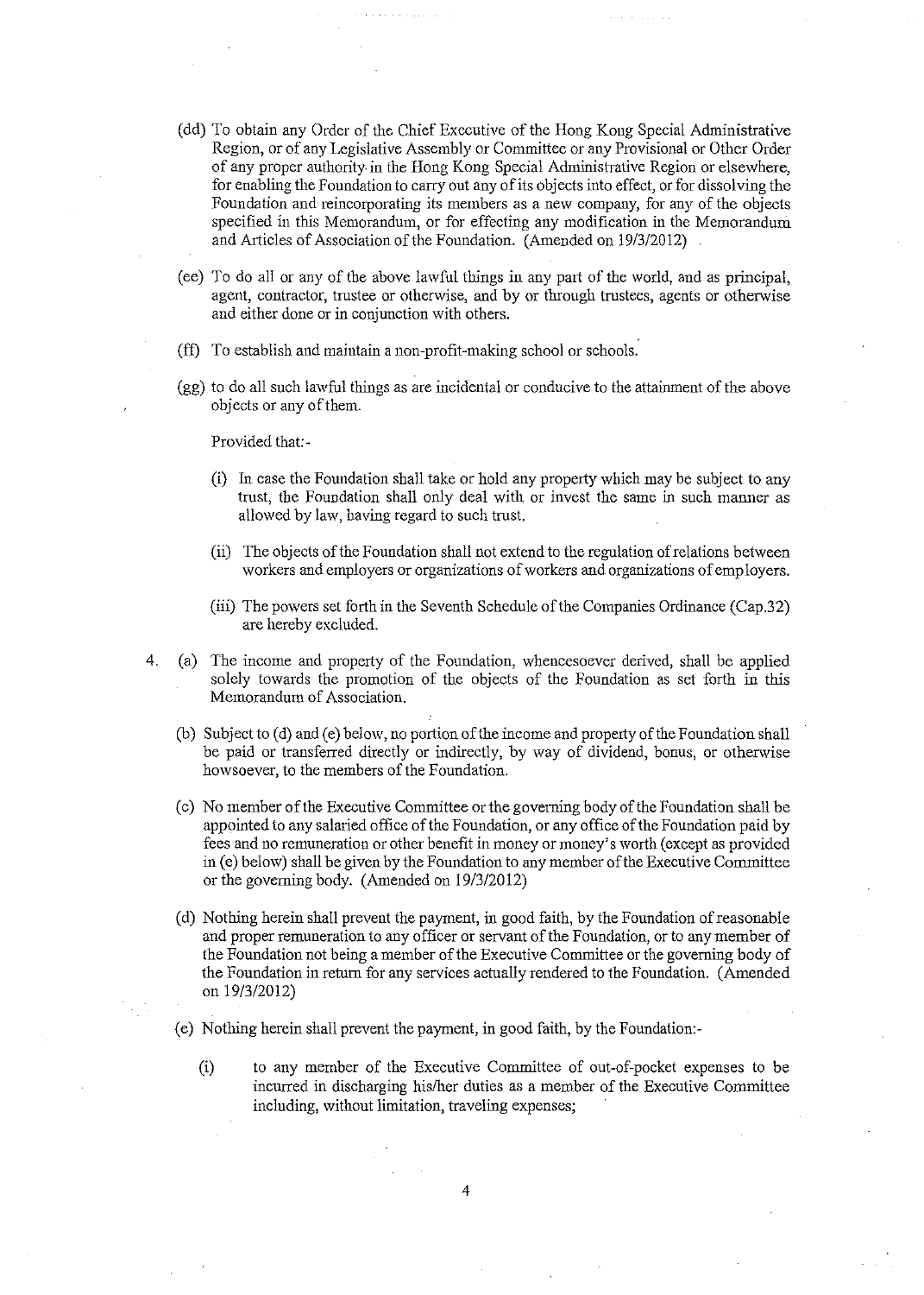(dd) To obtain any Order of the Chief Executive of the Hong Kong Special Administrative Region, or of any Legislative Assembly or Committee or any Provisional or Other Order of any proper authority in the Hong Kong Special Administrative Region or elsewhere, for enabling the Foundation to carry out any of its objects into effect, or for dissolving the Foundation and reincorporating its members as a new company, for any of the objects specified in this Memorandum, or for effecting any modification in the Memorandum and Articles of Association of the Foundation. (Amended on 19/3/2012)

(ee) To do all or any of the above lawful things in any part of the world, and as principal, agent, contractor, trustee or otherwise, and by or through trustees, agents or otherwise and either done or in conjunction with others.

(ff) To establish and maintain a non-profit-making school or schools.

(gg) to do all such lawful things as are incidental or conducive to the attainment of the above objects or any of them.

Provided that:-

(i) In case the Foundation shall take or hold any property which may be subject to any trust, the Foundation shall only deal with or invest the same in such manner as allowed by law, having regard to such trust.

(ii) The objects of the Foundation shall not extend to the regulation of relations between workers and employers or organizations of workers and organizations of employers.

(iii) The powers set forth in the Seventh Schedule of the Companies Ordinance (Cap.32) are hereby excluded.

4. (a) The income and property of the Foundation, whencesoever derived, shall be applied solely towards the promotion of the objects of the Foundation as set forth in this Memorandum of Association.

(b) Subject to (d) and (e) below, no portion of the income and property of the Foundation shall be paid or transferred directly or indirectly, by way of dividend, bonus, or otherwise howsoever, to the members of the Foundation.

(c) No member of the Executive Committee or the governing body of the Foundation shall be appointed to any salaried office of the Foundation, or any office of the Foundation paid by fees and no remuneration or other benefit in money or money's worth (except as provided in (e) below) shall be given by the Foundation to any member of the Executive Committee or the governing body. (Amended on 19/3/2012)

(d) Nothing herein shall prevent the payment, in good faith, by the Foundation of reasonable and proper remuneration to any officer or servant of the Foundation, or to any member of the Foundation not being a member of the Executive Committee or the governing body of the Foundation in return for any services actually rendered to the Foundation. (Amended on 19/3/2012)

(e) Nothing herein shall prevent the payment, in good faith, by the Foundation:-

(i) to any member of the Executive Committee of out-of-pocket expenses to be incurred in discharging his/her duties as a member of the Executive Committee including, without limitation, traveling expenses;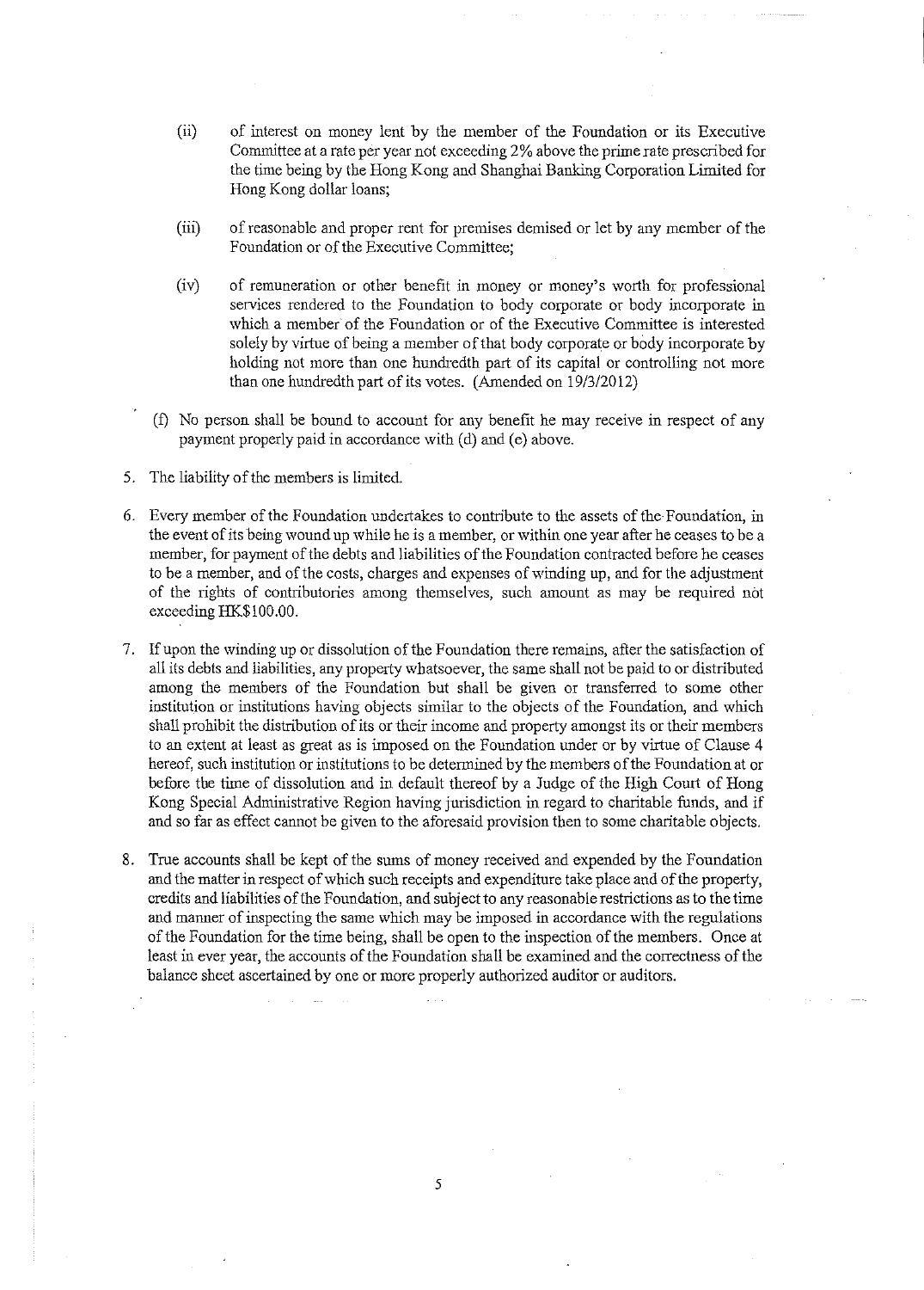(ii) of interest on money lent by the member of the Foundation or its Executive Committee at a rate per year not exceeding 2% above the prime rate prescribed for the time being by the Hong Kong and Shanghai Banking Corporation Limited for Hong Kong dollar loans;

(iii) of reasonable and proper rent for premises demised or let by any member of the Foundation or of the Executive Committee;

(iv) of remuneration or other benefit in money or money's worth for professional services rendered to the Foundation to body corporate or body incorporate in which a member of the Foundation or of the Executive Committee is interested solely by virtue of being a member of that body corporate or body incorporate by holding not more than one hundredth part of its capital or controlling not more than one hundredth part of its votes. (Amended on 19/3/2012)

(f) No person shall be bound to account for any benefit he may receive in respect of any payment properly paid in accordance with (d) and (e) above.

5. The liability of the members is limited.

6. Every member of the Foundation undertakes to contribute to the assets of the Foundation, in the event of its being wound up while he is a member, or within one year after he ceases to be a member, for payment of the debts and liabilities of the Foundation contracted before he ceases to be a member, and of the costs, charges and expenses of winding up, and for the adjustment of the rights of contributories among themselves, such amount as may be required not exceeding HK$100.00.

7. If upon the winding up or dissolution of the Foundation there remains, after the satisfaction of all its debts and liabilities, any property whatsoever, the same shall not be paid to or distributed among the members of the Foundation but shall be given or transferred to some other institution or institutions having objects similar to the objects of the Foundation, and which shall prohibit the distribution of its or their income and property amongst its or their members to an extent at least as great as is imposed on the Foundation under or by virtue of Clause 4 hereof, such institution or institutions to be determined by the members of the Foundation at or before the time of dissolution and in default thereof by a Judge of the High Court of Hong Kong Special Administrative Region having jurisdiction in regard to charitable funds, and if and so far as effect cannot be given to the aforesaid provision then to some charitable objects.

8. True accounts shall be kept of the sums of money received and expended by the Foundation and the matter in respect of which such receipts and expenditure take place and of the property, credits and liabilities of the Foundation, and subject to any reasonable restrictions as to the time and manner of inspecting the same which may be imposed in accordance with the regulations of the Foundation for the time being, shall be open to the inspection of the members. Once at least in ever year, the accounts of the Foundation shall be examined and the correctness of the balance sheet ascertained by one or more properly authorized auditor or auditors.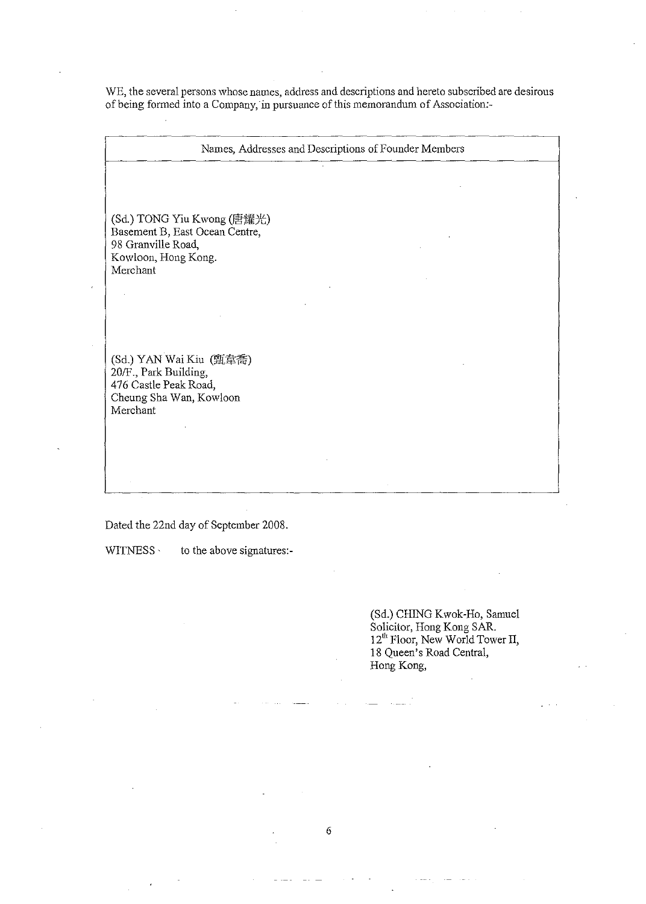WE, the several persons whose names, address and descriptions and hereto subscribed are desirous of being formed into a Company, in pursuance of this memorandum of Association:-

| Names, Addresses and Descriptions of Founder Members |
| --- |
| (Sd.) TONG Yiu Kwong (唐耀光)<br>Basement B, East Ocean Centre,<br>98 Granville Road,<br>Kowloon, Hong Kong.<br>Merchant<br><br>(Sd.) YAN Wai Kiu (甄韋喬)<br>20/F., Park Building,<br>476 Castle Peak Road,<br>Cheung Sha Wan, Kowloon<br>Merchant |

Dated the 22nd day of September 2008.

WITNESS to the above signatures:-

(Sd.) CHING Kwok-Ho, Samuel
Solicitor, Hong Kong SAR.
12th Floor, New World Tower II,
18 Queen's Road Central,
Hong Kong,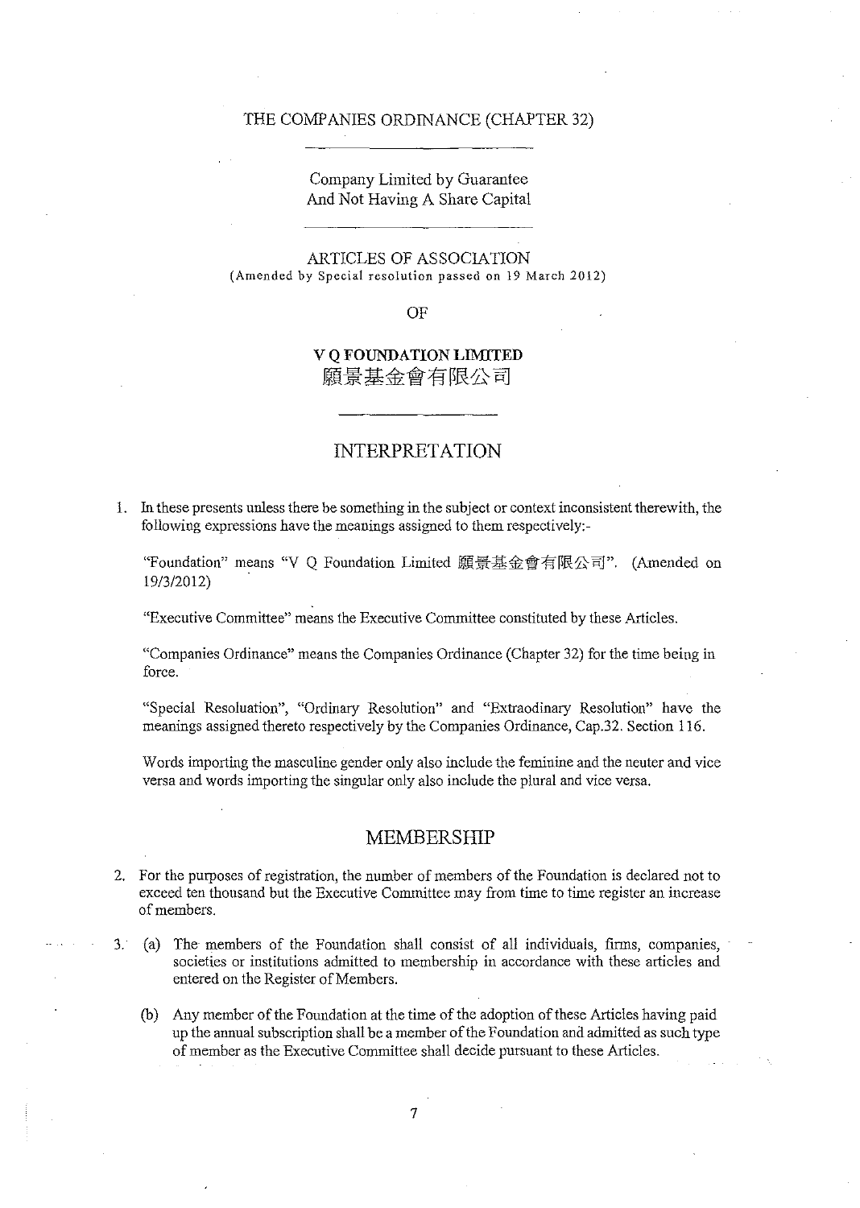THE COMPANIES ORDINANCE (CHAPTER 32)

Company Limited by Guarantee
And Not Having A Share Capital

ARTICLES OF ASSOCIATION
(Amended by Special resolution passed on 19 March 2012)

OF

**V Q FOUNDATION LIMITED**
**願景基金會有限公司**

## INTERPRETATION

1. In these presents unless there be something in the subject or context inconsistent therewith, the following expressions have the meanings assigned to them respectively:-

   "Foundation" means "V Q Foundation Limited 願景基金會有限公司". (Amended on 19/3/2012)

   "Executive Committee" means the Executive Committee constituted by these Articles.

   "Companies Ordinance" means the Companies Ordinance (Chapter 32) for the time being in force.

   "Special Resoluation", "Ordinary Resolution" and "Extraodinary Resolution" have the meanings assigned thereto respectively by the Companies Ordinance, Cap.32. Section 116.

   Words importing the masculine gender only also include the feminine and the neuter and vice versa and words importing the singular only also include the plural and vice versa.

## MEMBERSHIP

2. For the purposes of registration, the number of members of the Foundation is declared not to exceed ten thousand but the Executive Committee may from time to time register an increase of members.

3. (a) The members of the Foundation shall consist of all individuals, firms, companies, societies or institutions admitted to membership in accordance with these articles and entered on the Register of Members.

   (b) Any member of the Foundation at the time of the adoption of these Articles having paid up the annual subscription shall be a member of the Foundation and admitted as such type of member as the Executive Committee shall decide pursuant to these Articles.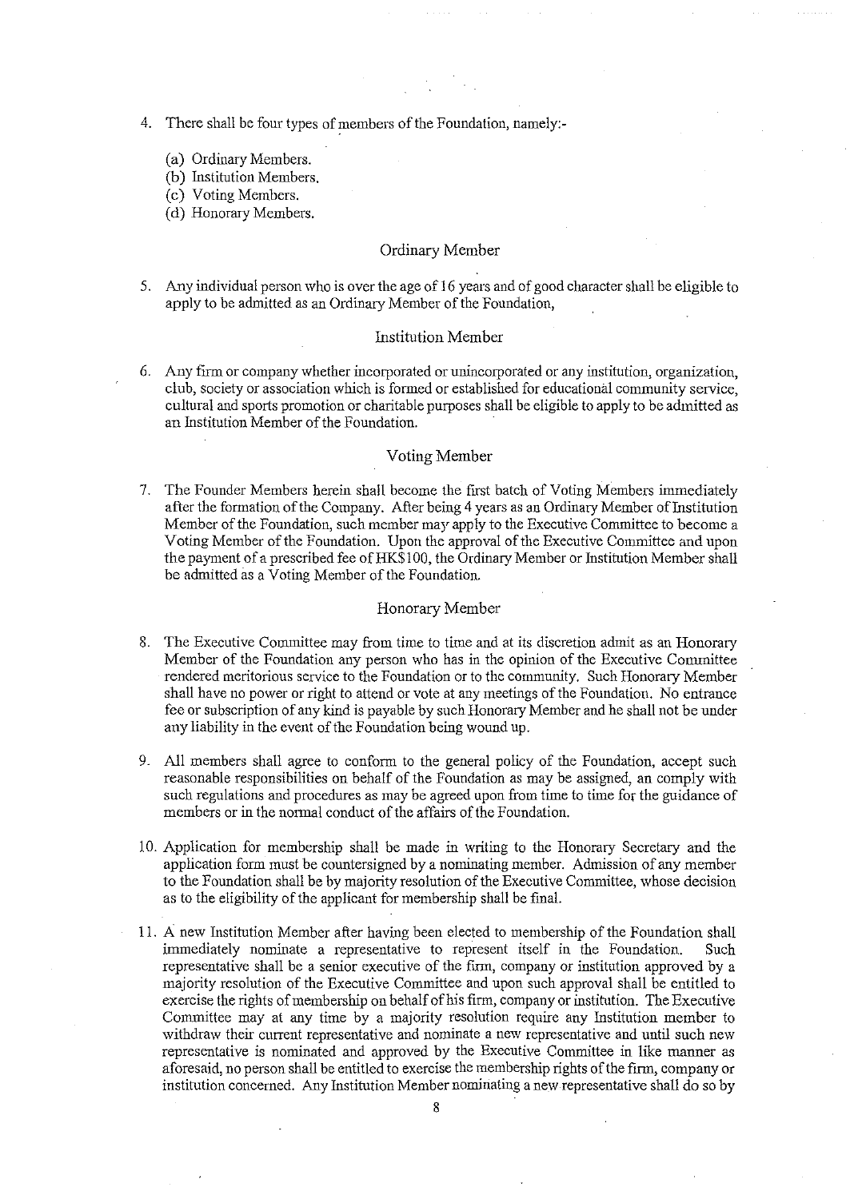4. There shall be four types of members of the Foundation, namely:-

   (a) Ordinary Members.
   (b) Institution Members.
   (c) Voting Members.
   (d) Honorary Members.

### Ordinary Member

5. Any individual person who is over the age of 16 years and of good character shall be eligible to apply to be admitted as an Ordinary Member of the Foundation,

### Institution Member

6. Any firm or company whether incorporated or unincorporated or any institution, organization, club, society or association which is formed or established for educational community service, cultural and sports promotion or charitable purposes shall be eligible to apply to be admitted as an Institution Member of the Foundation.

### Voting Member

7. The Founder Members herein shall become the first batch of Voting Members immediately after the formation of the Company. After being 4 years as an Ordinary Member of Institution Member of the Foundation, such member may apply to the Executive Committee to become a Voting Member of the Foundation. Upon the approval of the Executive Committee and upon the payment of a prescribed fee of HK$100, the Ordinary Member or Institution Member shall be admitted as a Voting Member of the Foundation.

### Honorary Member

8. The Executive Committee may from time to time and at its discretion admit as an Honorary Member of the Foundation any person who has in the opinion of the Executive Committee rendered meritorious service to the Foundation or to the community. Such Honorary Member shall have no power or right to attend or vote at any meetings of the Foundation. No entrance fee or subscription of any kind is payable by such Honorary Member and he shall not be under any liability in the event of the Foundation being wound up.

9. All members shall agree to conform to the general policy of the Foundation, accept such reasonable responsibilities on behalf of the Foundation as may be assigned, an comply with such regulations and procedures as may be agreed upon from time to time for the guidance of members or in the normal conduct of the affairs of the Foundation.

10. Application for membership shall be made in writing to the Honorary Secretary and the application form must be countersigned by a nominating member. Admission of any member to the Foundation shall be by majority resolution of the Executive Committee, whose decision as to the eligibility of the applicant for membership shall be final.

11. A new Institution Member after having been elected to membership of the Foundation shall immediately nominate a representative to represent itself in the Foundation. Such representative shall be a senior executive of the firm, company or institution approved by a majority resolution of the Executive Committee and upon such approval shall be entitled to exercise the rights of membership on behalf of his firm, company or institution. The Executive Committee may at any time by a majority resolution require any Institution member to withdraw their current representative and nominate a new representative and until such new representative is nominated and approved by the Executive Committee in like manner as aforesaid, no person shall be entitled to exercise the membership rights of the firm, company or institution concerned. Any Institution Member nominating a new representative shall do so by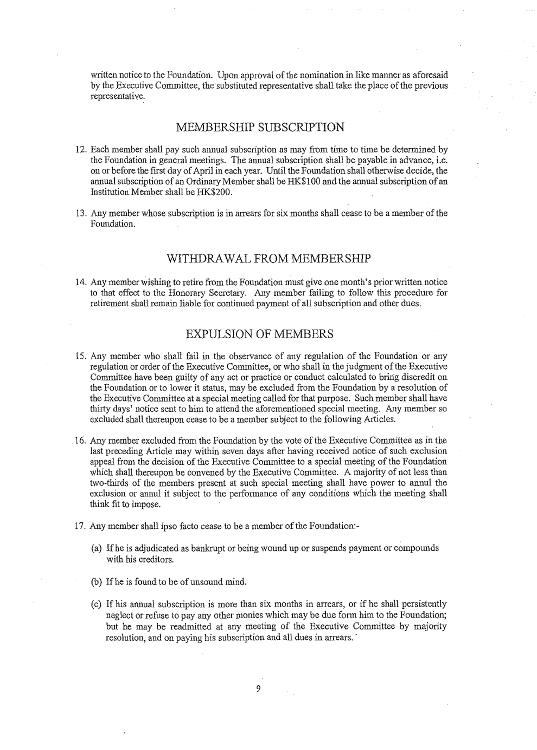written notice to the Foundation. Upon approval of the nomination in like manner as aforesaid by the Executive Committee, the substituted representative shall take the place of the previous representative.

## MEMBERSHIP SUBSCRIPTION

12. Each member shall pay such annual subscription as may from time to time be determined by the Foundation in general meetings. The annual subscription shall be payable in advance, i.e. on or before the first day of April in each year. Until the Foundation shall otherwise decide, the annual subscription of an Ordinary Member shall be HK$100 and the annual subscription of an Institution Member shall be HK$200.

13. Any member whose subscription is in arrears for six months shall cease to be a member of the Foundation.

## WITHDRAWAL FROM MEMBERSHIP

14. Any member wishing to retire from the Foundation must give one month's prior written notice to that effect to the Honorary Secretary. Any member failing to follow this procedure for retirement shall remain liable for continued payment of all subscription and other dues.

## EXPULSION OF MEMBERS

15. Any member who shall fail in the observance of any regulation of the Foundation or any regulation or order of the Executive Committee, or who shall in the judgment of the Executive Committee have been guilty of any act or practice or conduct calculated to bring discredit on the Foundation or to lower it status, may be excluded from the Foundation by a resolution of the Executive Committee at a special meeting called for that purpose. Such member shall have thirty days' notice sent to him to attend the aforementioned special meeting. Any member so excluded shall thereupon cease to be a member subject to the following Articles.

16. Any member excluded from the Foundation by the vote of the Executive Committee as in the last preceding Article may within seven days after having received notice of such exclusion appeal from the decision of the Executive Committee to a special meeting of the Foundation which shall thereupon be convened by the Executive Committee. A majority of not less than two-thirds of the members present at such special meeting shall have power to annul the exclusion or annul it subject to the performance of any conditions which the meeting shall think fit to impose.

17. Any member shall ipso facto cease to be a member of the Foundation:-

    (a) If he is adjudicated as bankrupt or being wound up or suspends payment or compounds with his creditors.

    (b) If he is found to be of unsound mind.

    (c) If his annual subscription is more than six months in arrears, or if he shall persistently neglect or refuse to pay any other monies which may be due form him to the Foundation; but he may be readmitted at any meeting of the Executive Committee by majority resolution, and on paying his subscription and all dues in arrears.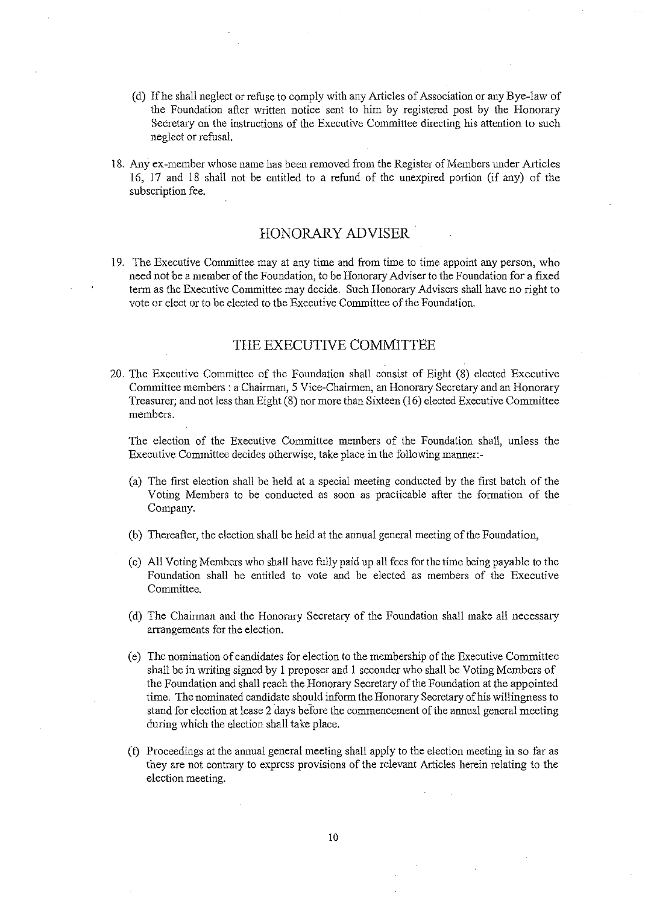(d) If he shall neglect or refuse to comply with any Articles of Association or any Bye-law of the Foundation after written notice sent to him by registered post by the Honorary Secretary on the instructions of the Executive Committee directing his attention to such neglect or refusal.

18. Any ex-member whose name has been removed from the Register of Members under Articles 16, 17 and 18 shall not be entitled to a refund of the unexpired portion (if any) of the subscription fee.

## HONORARY ADVISER

19. The Executive Committee may at any time and from time to time appoint any person, who need not be a member of the Foundation, to be Honorary Adviser to the Foundation for a fixed term as the Executive Committee may decide. Such Honorary Advisers shall have no right to vote or elect or to be elected to the Executive Committee of the Foundation.

## THE EXECUTIVE COMMITTEE

20. The Executive Committee of the Foundation shall consist of Eight (8) elected Executive Committee members : a Chairman, 5 Vice-Chairmen, an Honorary Secretary and an Honorary Treasurer; and not less than Eight (8) nor more than Sixteen (16) elected Executive Committee members.

The election of the Executive Committee members of the Foundation shall, unless the Executive Committee decides otherwise, take place in the following manner:-

(a) The first election shall be held at a special meeting conducted by the first batch of the Voting Members to be conducted as soon as practicable after the formation of the Company.

(b) Thereafter, the election shall be held at the annual general meeting of the Foundation,

(c) All Voting Members who shall have fully paid up all fees for the time being payable to the Foundation shall be entitled to vote and be elected as members of the Executive Committee.

(d) The Chairman and the Honorary Secretary of the Foundation shall make all necessary arrangements for the election.

(e) The nomination of candidates for election to the membership of the Executive Committee shall be in writing signed by 1 proposer and 1 seconder who shall be Voting Members of the Foundation and shall reach the Honorary Secretary of the Foundation at the appointed time. The nominated candidate should inform the Honorary Secretary of his willingness to stand for election at lease 2 days before the commencement of the annual general meeting during which the election shall take place.

(f) Proceedings at the annual general meeting shall apply to the election meeting in so far as they are not contrary to express provisions of the relevant Articles herein relating to the election meeting.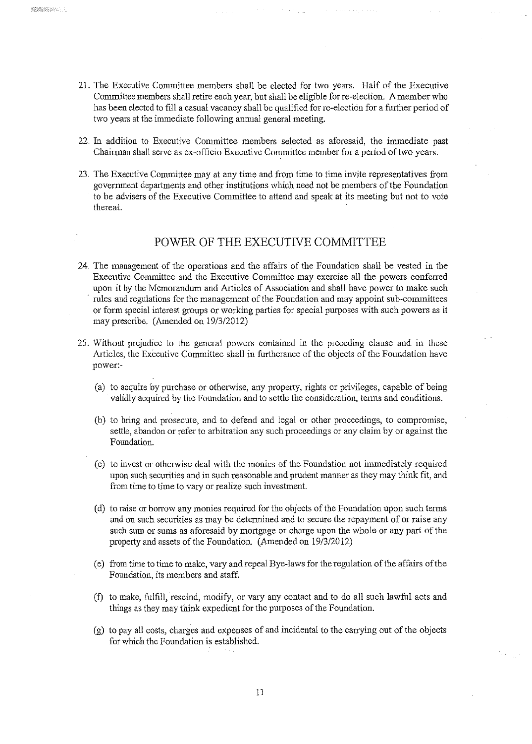21. The Executive Committee members shall be elected for two years. Half of the Executive Committee members shall retire each year, but shall be eligible for re-election. A member who has been elected to fill a casual vacancy shall be qualified for re-election for a further period of two years at the immediate following annual general meeting.

22. In addition to Executive Committee members selected as aforesaid, the immediate past Chairman shall serve as ex-officio Executive Committee member for a period of two years.

23. The Executive Committee may at any time and from time to time invite representatives from government departments and other institutions which need not be members of the Foundation to be advisers of the Executive Committee to attend and speak at its meeting but not to vote thereat.

## POWER OF THE EXECUTIVE COMMITTEE

24. The management of the operations and the affairs of the Foundation shall be vested in the Executive Committee and the Executive Committee may exercise all the powers conferred upon it by the Memorandum and Articles of Association and shall have power to make such rules and regulations for the management of the Foundation and may appoint sub-committees or form special interest groups or working parties for special purposes with such powers as it may prescribe. (Amended on 19/3/2012)

25. Without prejudice to the general powers contained in the preceding clause and in these Articles, the Executive Committee shall in furtherance of the objects of the Foundation have power:-

    (a) to acquire by purchase or otherwise, any property, rights or privileges, capable of being validly acquired by the Foundation and to settle the consideration, terms and conditions.

    (b) to bring and prosecute, and to defend and legal or other proceedings, to compromise, settle, abandon or refer to arbitration any such proceedings or any claim by or against the Foundation.

    (c) to invest or otherwise deal with the monies of the Foundation not immediately required upon such securities and in such reasonable and prudent manner as they may think fit, and from time to time to vary or realize such investment.

    (d) to raise or borrow any monies required for the objects of the Foundation upon such terms and on such securities as may be determined and to secure the repayment of or raise any such sum or sums as aforesaid by mortgage or charge upon the whole or any part of the property and assets of the Foundation. (Amended on 19/3/2012)

    (e) from time to time to make, vary and repeal Bye-laws for the regulation of the affairs of the Foundation, its members and staff.

    (f) to make, fulfill, rescind, modify, or vary any contact and to do all such lawful acts and things as they may think expedient for the purposes of the Foundation.

    (g) to pay all costs, charges and expenses of and incidental to the carrying out of the objects for which the Foundation is established.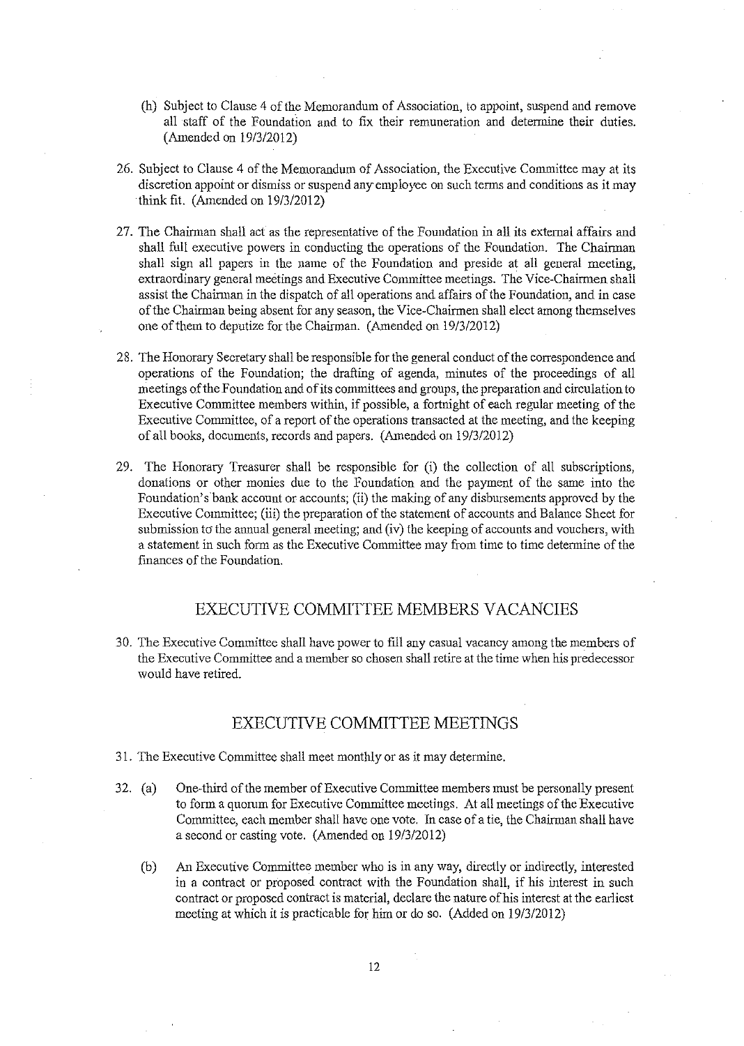(h) Subject to Clause 4 of the Memorandum of Association, to appoint, suspend and remove all staff of the Foundation and to fix their remuneration and determine their duties. (Amended on 19/3/2012)

26. Subject to Clause 4 of the Memorandum of Association, the Executive Committee may at its discretion appoint or dismiss or suspend any employee on such terms and conditions as it may think fit. (Amended on 19/3/2012)

27. The Chairman shall act as the representative of the Foundation in all its external affairs and shall full executive powers in conducting the operations of the Foundation. The Chairman shall sign all papers in the name of the Foundation and preside at all general meeting, extraordinary general meetings and Executive Committee meetings. The Vice-Chairmen shall assist the Chairman in the dispatch of all operations and affairs of the Foundation, and in case of the Chairman being absent for any season, the Vice-Chairmen shall elect among themselves one of them to deputize for the Chairman. (Amended on 19/3/2012)

28. The Honorary Secretary shall be responsible for the general conduct of the correspondence and operations of the Foundation; the drafting of agenda, minutes of the proceedings of all meetings of the Foundation and of its committees and groups, the preparation and circulation to Executive Committee members within, if possible, a fortnight of each regular meeting of the Executive Committee, of a report of the operations transacted at the meeting, and the keeping of all books, documents, records and papers. (Amended on 19/3/2012)

29. The Honorary Treasurer shall be responsible for (i) the collection of all subscriptions, donations or other monies due to the Foundation and the payment of the same into the Foundation's bank account or accounts; (ii) the making of any disbursements approved by the Executive Committee; (iii) the preparation of the statement of accounts and Balance Sheet for submission to the annual general meeting; and (iv) the keeping of accounts and vouchers, with a statement in such form as the Executive Committee may from time to time determine of the finances of the Foundation.

## EXECUTIVE COMMITTEE MEMBERS VACANCIES

30. The Executive Committee shall have power to fill any casual vacancy among the members of the Executive Committee and a member so chosen shall retire at the time when his predecessor would have retired.

## EXECUTIVE COMMITTEE MEETINGS

31. The Executive Committee shall meet monthly or as it may determine.

32. (a) One-third of the member of Executive Committee members must be personally present to form a quorum for Executive Committee meetings. At all meetings of the Executive Committee, each member shall have one vote. In case of a tie, the Chairman shall have a second or casting vote. (Amended on 19/3/2012)

    (b) An Executive Committee member who is in any way, directly or indirectly, interested in a contract or proposed contract with the Foundation shall, if his interest in such contract or proposed contract is material, declare the nature of his interest at the earliest meeting at which it is practicable for him or do so. (Added on 19/3/2012)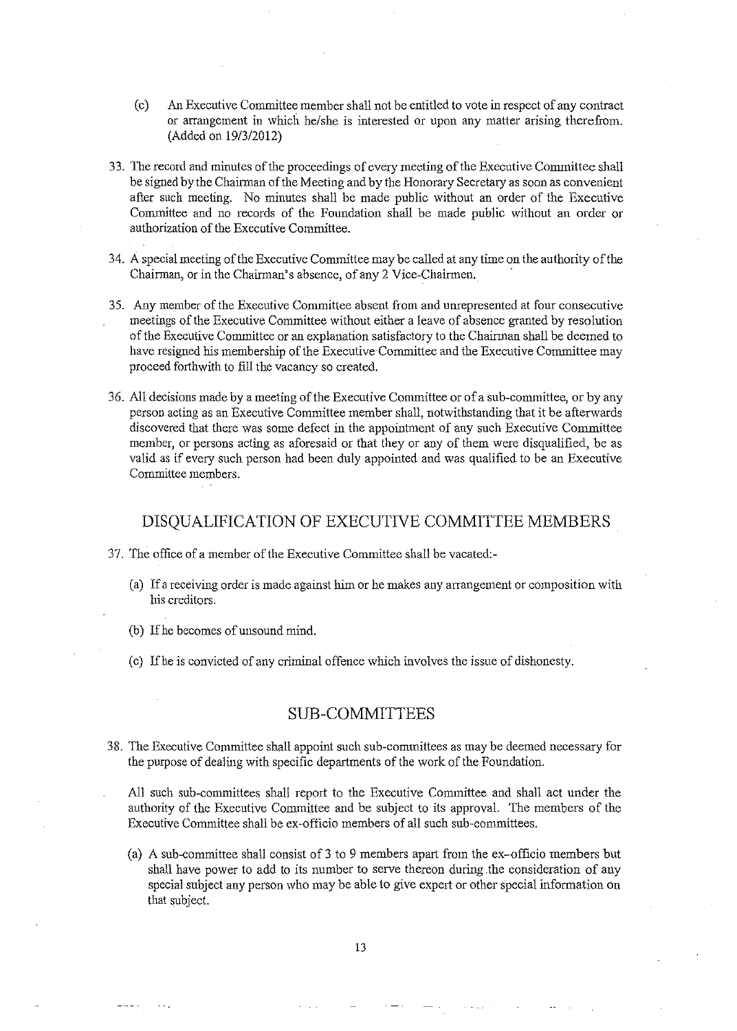(c) An Executive Committee member shall not be entitled to vote in respect of any contract or arrangement in which he/she is interested or upon any matter arising therefrom. (Added on 19/3/2012)

33. The record and minutes of the proceedings of every meeting of the Executive Committee shall be signed by the Chairman of the Meeting and by the Honorary Secretary as soon as convenient after such meeting. No minutes shall be made public without an order of the Executive Committee and no records of the Foundation shall be made public without an order or authorization of the Executive Committee.

34. A special meeting of the Executive Committee may be called at any time on the authority of the Chairman, or in the Chairman's absence, of any 2 Vice-Chairmen.

35. Any member of the Executive Committee absent from and unrepresented at four consecutive meetings of the Executive Committee without either a leave of absence granted by resolution of the Executive Committee or an explanation satisfactory to the Chairman shall be deemed to have resigned his membership of the Executive Committee and the Executive Committee may proceed forthwith to fill the vacancy so created.

36. All decisions made by a meeting of the Executive Committee or of a sub-committee, or by any person acting as an Executive Committee member shall, notwithstanding that it be afterwards discovered that there was some defect in the appointment of any such Executive Committee member, or persons acting as aforesaid or that they or any of them were disqualified, be as valid as if every such person had been duly appointed and was qualified to be an Executive Committee members.

## DISQUALIFICATION OF EXECUTIVE COMMITTEE MEMBERS

37. The office of a member of the Executive Committee shall be vacated:-

    (a) If a receiving order is made against him or he makes any arrangement or composition with his creditors.

    (b) If he becomes of unsound mind.

    (c) If he is convicted of any criminal offence which involves the issue of dishonesty.

## SUB-COMMITTEES

38. The Executive Committee shall appoint such sub-committees as may be deemed necessary for the purpose of dealing with specific departments of the work of the Foundation.

    All such sub-committees shall report to the Executive Committee and shall act under the authority of the Executive Committee and be subject to its approval. The members of the Executive Committee shall be ex-officio members of all such sub-committees.

    (a) A sub-committee shall consist of 3 to 9 members apart from the ex-officio members but shall have power to add to its number to serve thereon during the consideration of any special subject any person who may be able to give expert or other special information on that subject.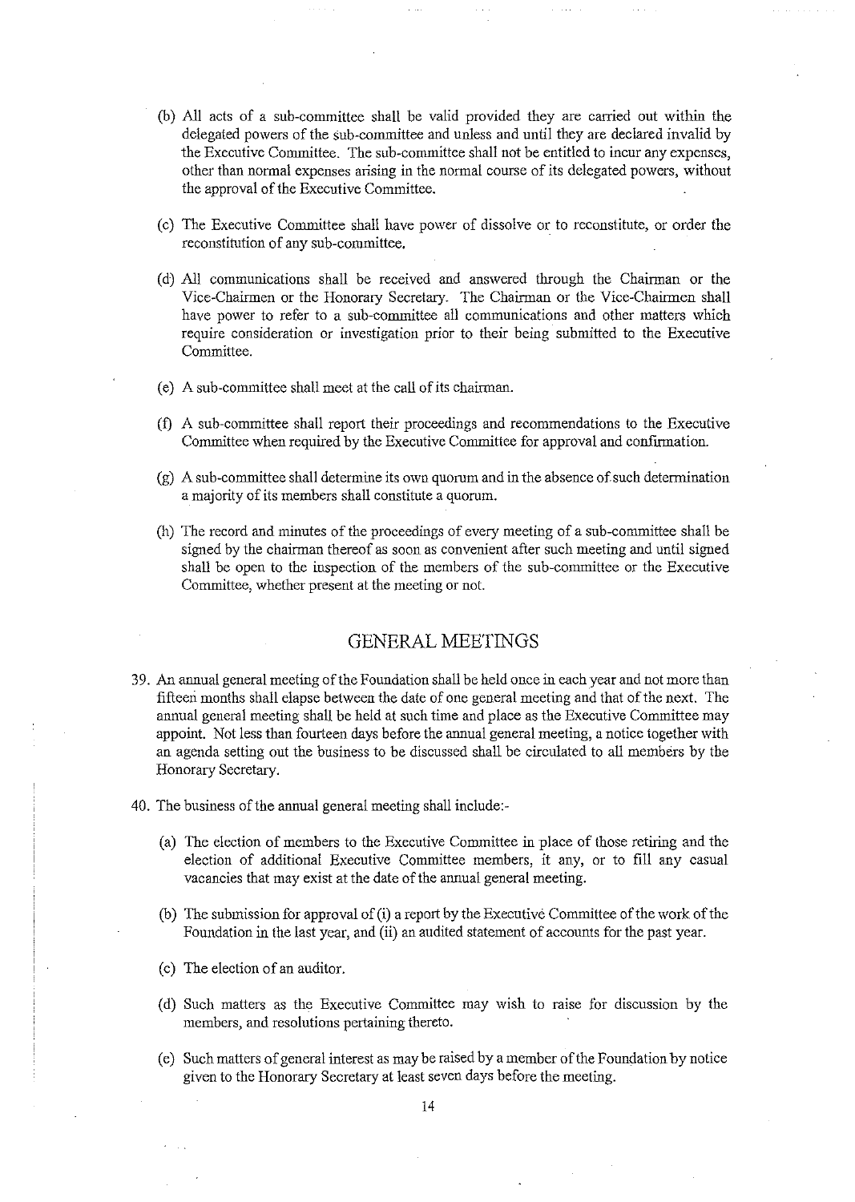(b) All acts of a sub-committee shall be valid provided they are carried out within the delegated powers of the sub-committee and unless and until they are declared invalid by the Executive Committee. The sub-committee shall not be entitled to incur any expenses, other than normal expenses arising in the normal course of its delegated powers, without the approval of the Executive Committee.

(c) The Executive Committee shall have power of dissolve or to reconstitute, or order the reconstitution of any sub-committee.

(d) All communications shall be received and answered through the Chairman or the Vice-Chairmen or the Honorary Secretary. The Chairman or the Vice-Chairmen shall have power to refer to a sub-committee all communications and other matters which require consideration or investigation prior to their being submitted to the Executive Committee.

(e) A sub-committee shall meet at the call of its chairman.

(f) A sub-committee shall report their proceedings and recommendations to the Executive Committee when required by the Executive Committee for approval and confirmation.

(g) A sub-committee shall determine its own quorum and in the absence of such determination a majority of its members shall constitute a quorum.

(h) The record and minutes of the proceedings of every meeting of a sub-committee shall be signed by the chairman thereof as soon as convenient after such meeting and until signed shall be open to the inspection of the members of the sub-committee or the Executive Committee, whether present at the meeting or not.

## GENERAL MEETINGS

39. An annual general meeting of the Foundation shall be held once in each year and not more than fifteen months shall elapse between the date of one general meeting and that of the next. The annual general meeting shall be held at such time and place as the Executive Committee may appoint. Not less than fourteen days before the annual general meeting, a notice together with an agenda setting out the business to be discussed shall be circulated to all members by the Honorary Secretary.

40. The business of the annual general meeting shall include:-

    (a) The election of members to the Executive Committee in place of those retiring and the election of additional Executive Committee members, if any, or to fill any casual vacancies that may exist at the date of the annual general meeting.

    (b) The submission for approval of (i) a report by the Executive Committee of the work of the Foundation in the last year, and (ii) an audited statement of accounts for the past year.

    (c) The election of an auditor.

    (d) Such matters as the Executive Committee may wish to raise for discussion by the members, and resolutions pertaining thereto.

    (e) Such matters of general interest as may be raised by a member of the Foundation by notice given to the Honorary Secretary at least seven days before the meeting.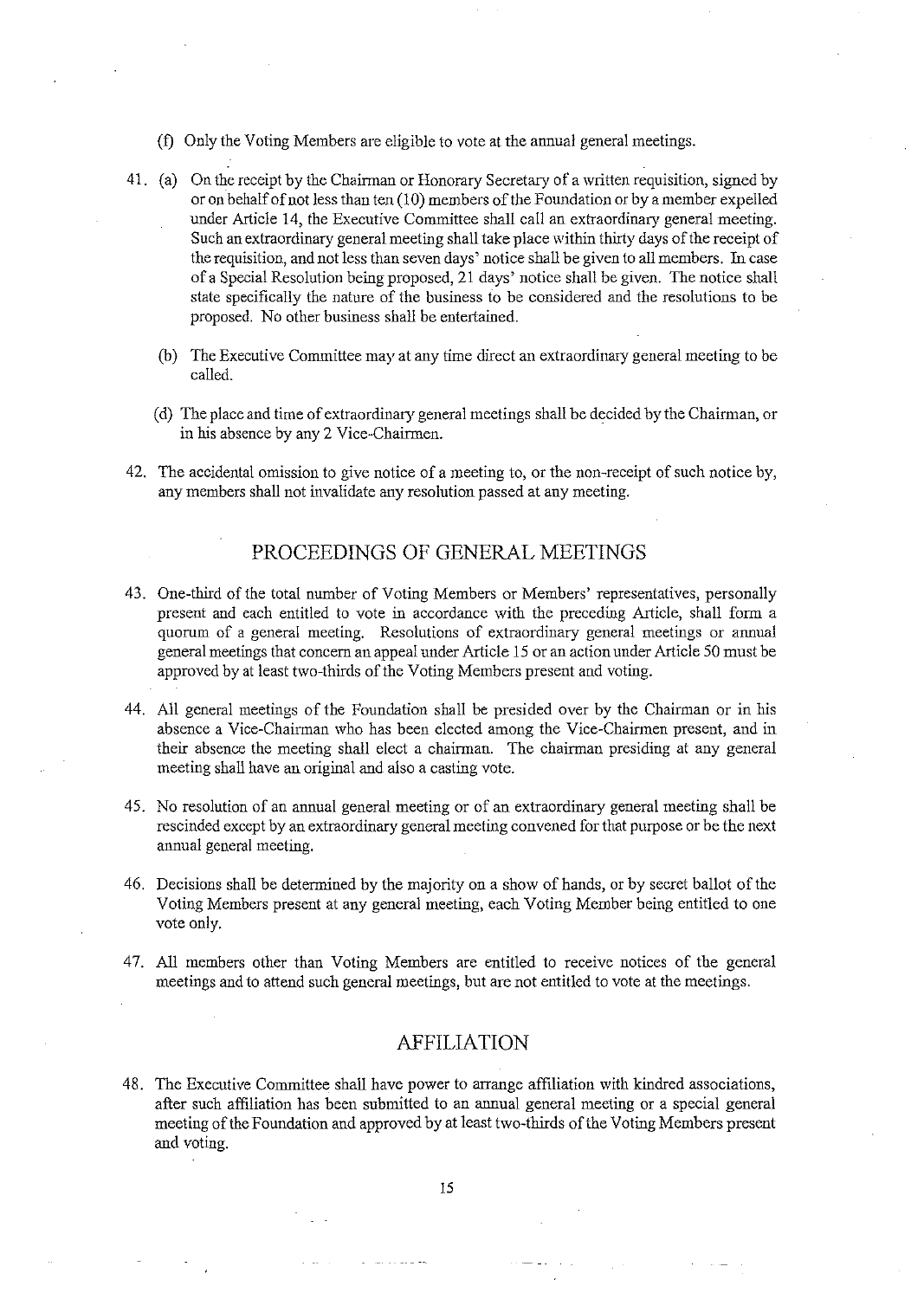(f) Only the Voting Members are eligible to vote at the annual general meetings.

41. (a) On the receipt by the Chairman or Honorary Secretary of a written requisition, signed by or on behalf of not less than ten (10) members of the Foundation or by a member expelled under Article 14, the Executive Committee shall call an extraordinary general meeting. Such an extraordinary general meeting shall take place within thirty days of the receipt of the requisition, and not less than seven days' notice shall be given to all members. In case of a Special Resolution being proposed, 21 days' notice shall be given. The notice shall state specifically the nature of the business to be considered and the resolutions to be proposed. No other business shall be entertained.

    (b) The Executive Committee may at any time direct an extraordinary general meeting to be called.

    (d) The place and time of extraordinary general meetings shall be decided by the Chairman, or in his absence by any 2 Vice-Chairmen.

42. The accidental omission to give notice of a meeting to, or the non-receipt of such notice by, any members shall not invalidate any resolution passed at any meeting.

## PROCEEDINGS OF GENERAL MEETINGS

43. One-third of the total number of Voting Members or Members' representatives, personally present and each entitled to vote in accordance with the preceding Article, shall form a quorum of a general meeting. Resolutions of extraordinary general meetings or annual general meetings that concern an appeal under Article 15 or an action under Article 50 must be approved by at least two-thirds of the Voting Members present and voting.

44. All general meetings of the Foundation shall be presided over by the Chairman or in his absence a Vice-Chairman who has been elected among the Vice-Chairmen present, and in their absence the meeting shall elect a chairman. The chairman presiding at any general meeting shall have an original and also a casting vote.

45. No resolution of an annual general meeting or of an extraordinary general meeting shall be rescinded except by an extraordinary general meeting convened for that purpose or be the next annual general meeting.

46. Decisions shall be determined by the majority on a show of hands, or by secret ballot of the Voting Members present at any general meeting, each Voting Member being entitled to one vote only.

47. All members other than Voting Members are entitled to receive notices of the general meetings and to attend such general meetings, but are not entitled to vote at the meetings.

## AFFILIATION

48. The Executive Committee shall have power to arrange affiliation with kindred associations, after such affiliation has been submitted to an annual general meeting or a special general meeting of the Foundation and approved by at least two-thirds of the Voting Members present and voting.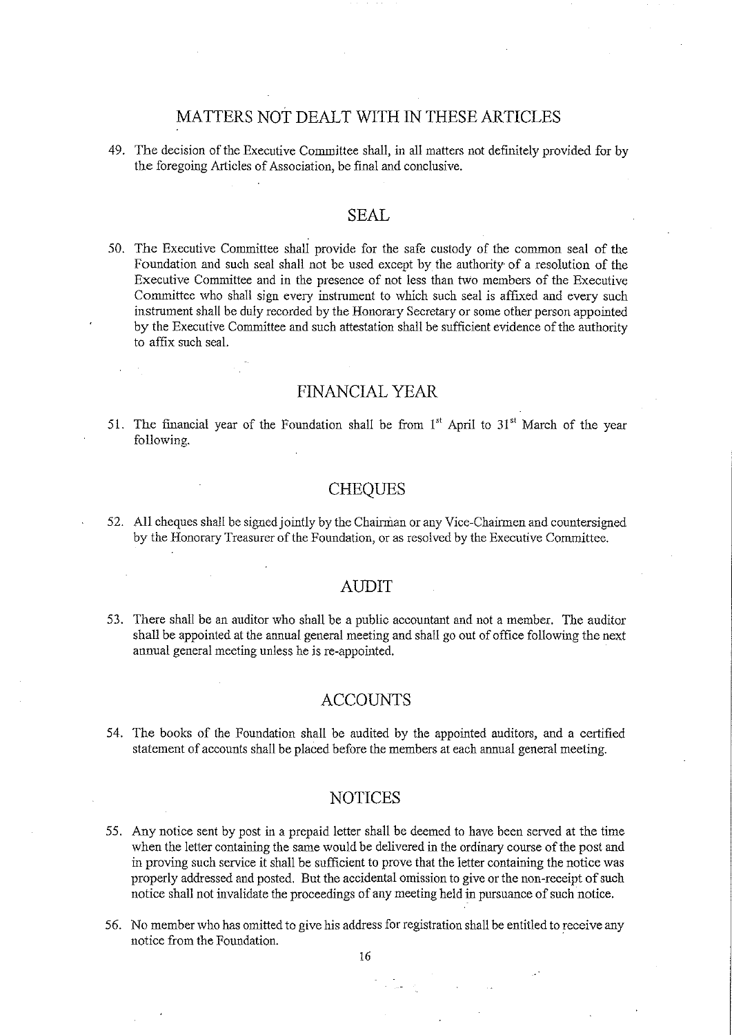## MATTERS NOT DEALT WITH IN THESE ARTICLES

49. The decision of the Executive Committee shall, in all matters not definitely provided for by the foregoing Articles of Association, be final and conclusive.

## SEAL

50. The Executive Committee shall provide for the safe custody of the common seal of the Foundation and such seal shall not be used except by the authority of a resolution of the Executive Committee and in the presence of not less than two members of the Executive Committee who shall sign every instrument to which such seal is affixed and every such instrument shall be duly recorded by the Honorary Secretary or some other person appointed by the Executive Committee and such attestation shall be sufficient evidence of the authority to affix such seal.

## FINANCIAL YEAR

51. The financial year of the Foundation shall be from 1st April to 31st March of the year following.

## CHEQUES

52. All cheques shall be signed jointly by the Chairman or any Vice-Chairmen and countersigned by the Honorary Treasurer of the Foundation, or as resolved by the Executive Committee.

## AUDIT

53. There shall be an auditor who shall be a public accountant and not a member. The auditor shall be appointed at the annual general meeting and shall go out of office following the next annual general meeting unless he is re-appointed.

## ACCOUNTS

54. The books of the Foundation shall be audited by the appointed auditors, and a certified statement of accounts shall be placed before the members at each annual general meeting.

## NOTICES

55. Any notice sent by post in a prepaid letter shall be deemed to have been served at the time when the letter containing the same would be delivered in the ordinary course of the post and in proving such service it shall be sufficient to prove that the letter containing the notice was properly addressed and posted. But the accidental omission to give or the non-receipt of such notice shall not invalidate the proceedings of any meeting held in pursuance of such notice.

56. No member who has omitted to give his address for registration shall be entitled to receive any notice from the Foundation.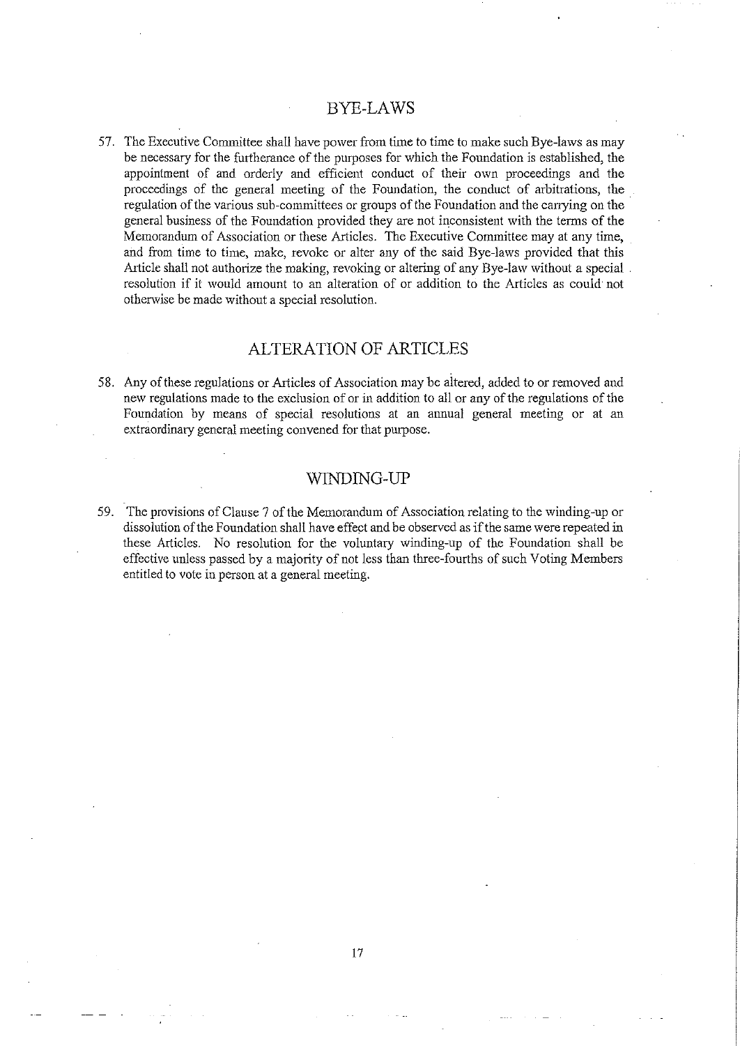## BYE-LAWS

57. The Executive Committee shall have power from time to time to make such Bye-laws as may be necessary for the furtherance of the purposes for which the Foundation is established, the appointment of and orderly and efficient conduct of their own proceedings and the proceedings of the general meeting of the Foundation, the conduct of arbitrations, the regulation of the various sub-committees or groups of the Foundation and the carrying on the general business of the Foundation provided they are not inconsistent with the terms of the Memorandum of Association or these Articles. The Executive Committee may at any time, and from time to time, make, revoke or alter any of the said Bye-laws provided that this Article shall not authorize the making, revoking or altering of any Bye-law without a special resolution if it would amount to an alteration of or addition to the Articles as could not otherwise be made without a special resolution.

## ALTERATION OF ARTICLES

58. Any of these regulations or Articles of Association may be altered, added to or removed and new regulations made to the exclusion of or in addition to all or any of the regulations of the Foundation by means of special resolutions at an annual general meeting or at an extraordinary general meeting convened for that purpose.

## WINDING-UP

59. The provisions of Clause 7 of the Memorandum of Association relating to the winding-up or dissolution of the Foundation shall have effect and be observed as if the same were repeated in these Articles. No resolution for the voluntary winding-up of the Foundation shall be effective unless passed by a majority of not less than three-fourths of such Voting Members entitled to vote in person at a general meeting.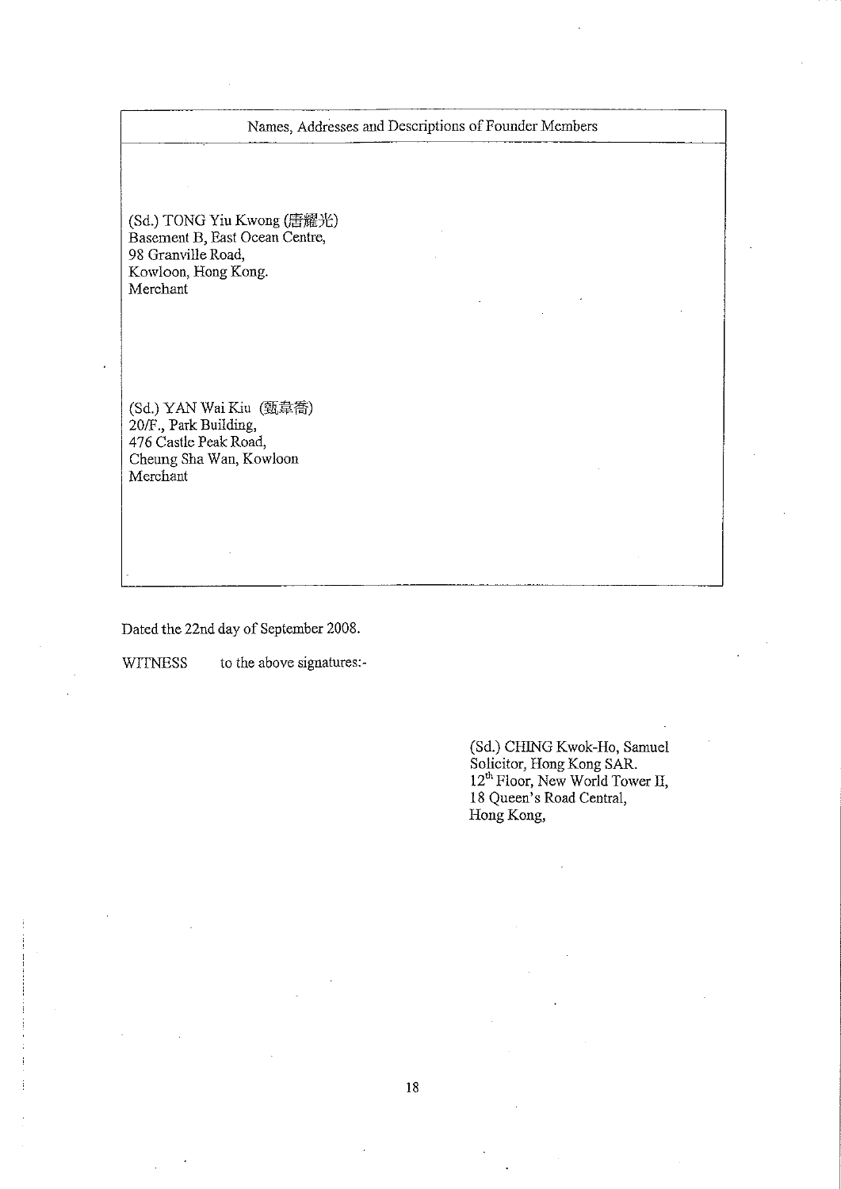| Names, Addresses and Descriptions of Founder Members |
| --- |
| (Sd.) TONG Yiu Kwong (唐耀光)<br>Basement B, East Ocean Centre,<br>98 Granville Road,<br>Kowloon, Hong Kong.<br>Merchant<br><br>(Sd.) YAN Wai Kiu (甄韋喬)<br>20/F., Park Building,<br>476 Castle Peak Road,<br>Cheung Sha Wan, Kowloon<br>Merchant |

Dated the 22nd day of September 2008.

WITNESS to the above signatures:-

(Sd.) CHING Kwok-Ho, Samuel
Solicitor, Hong Kong SAR.
12th Floor, New World Tower II,
18 Queen's Road Central,
Hong Kong,